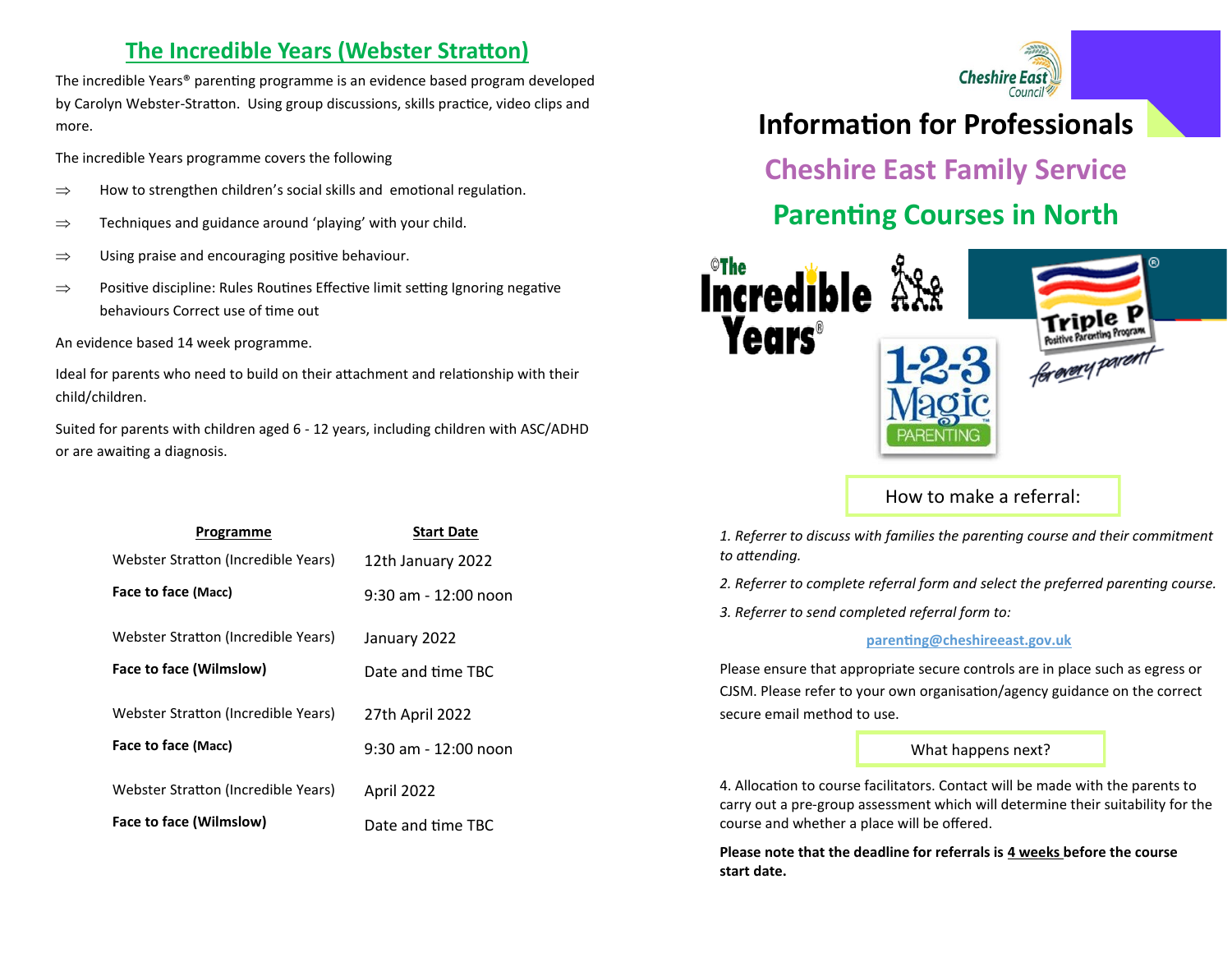## The Incredible Years (Webster Stratton)

The incredible Years® parenting programme is an evidence based program developed by Carolyn Webster-Stratton. Using group discussions, skills practice, video clips and more.

The incredible Years programme covers the following

- ⇒ How to strengthen children's social skills and emotional regulation.
- ⇒ Techniques and guidance around 'playing' with your child.
- ⇒ Using praise and encouraging positive behaviour.
- ⇒ Positive discipline: Rules Routines Effective limit setting Ignoring negative behaviours Correct use of time out

An evidence based 14 week programme.

Ideal for parents who need to build on their attachment and relationship with their child/children.

Suited for parents with children aged 6 - 12 years, including children with ASC/ADHD or are awaiting a diagnosis.

| Programme | Start Date |
|---|---|
| Webster Stratton (Incredible Years) **Face to face (Macc)** | 12th January 2022 9:30 am - 12:00 noon |
| Webster Stratton (Incredible Years) **Face to face (Wilmslow)** | January 2022 Date and time TBC |
| Webster Stratton (Incredible Years) **Face to face (Macc)** | 27th April 2022 9:30 am - 12:00 noon |
| Webster Stratton (Incredible Years) **Face to face (Wilmslow)** | April 2022 Date and time TBC |

Cheshire East Council

# Information for Professionals

## Cheshire East Family Service

## Parenting Courses in North

©The Incredible Years®

1-2-3 Magic PARENTING

Triple P® Positive Parenting Program *for every parent*

### How to make a referral:

*1. Referrer to discuss with families the parenting course and their commitment to attending.*

*2. Referrer to complete referral form and select the preferred parenting course.*

*3. Referrer to send completed referral form to:*

parenting@cheshireeast.gov.uk

Please ensure that appropriate secure controls are in place such as egress or CJSM. Please refer to your own organisation/agency guidance on the correct secure email method to use.

### What happens next?

4. Allocation to course facilitators. Contact will be made with the parents to carry out a pre-group assessment which will determine their suitability for the course and whether a place will be offered.

**Please note that the deadline for referrals is 4 weeks before the course start date.**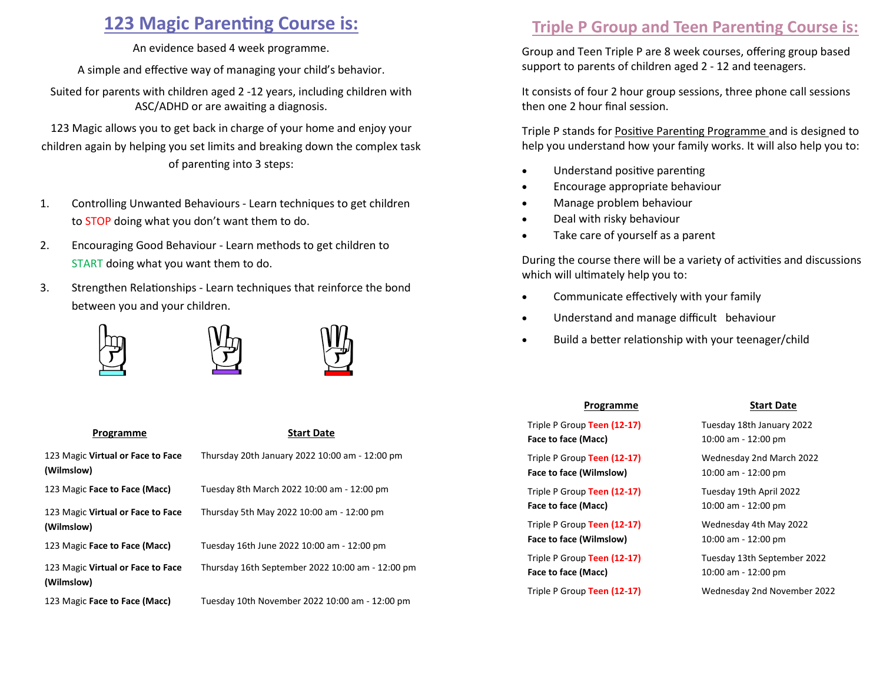# 123 Magic Parenting Course is:

An evidence based 4 week programme.

A simple and effective way of managing your child's behavior.

Suited for parents with children aged 2 -12 years, including children with ASC/ADHD or are awaiting a diagnosis.

123 Magic allows you to get back in charge of your home and enjoy your children again by helping you set limits and breaking down the complex task of parenting into 3 steps:

1. Controlling Unwanted Behaviours - Learn techniques to get children to STOP doing what you don't want them to do.
2. Encouraging Good Behaviour - Learn methods to get children to START doing what you want them to do.
3. Strengthen Relationships - Learn techniques that reinforce the bond between you and your children.

| Programme | Start Date |
|---|---|
| 123 Magic **Virtual or Face to Face (Wilmslow)** | Thursday 20th January 2022 10:00 am - 12:00 pm |
| 123 Magic **Face to Face (Macc)** | Tuesday 8th March 2022 10:00 am - 12:00 pm |
| 123 Magic **Virtual or Face to Face (Wilmslow)** | Thursday 5th May 2022 10:00 am - 12:00 pm |
| 123 Magic **Face to Face (Macc)** | Tuesday 16th June 2022 10:00 am - 12:00 pm |
| 123 Magic **Virtual or Face to Face (Wilmslow)** | Thursday 16th September 2022 10:00 am - 12:00 pm |
| 123 Magic **Face to Face (Macc)** | Tuesday 10th November 2022 10:00 am - 12:00 pm |

# Triple P Group and Teen Parenting Course is:

Group and Teen Triple P are 8 week courses, offering group based support to parents of children aged 2 - 12 and teenagers.

It consists of four 2 hour group sessions, three phone call sessions then one 2 hour final session.

Triple P stands for Positive Parenting Programme and is designed to help you understand how your family works. It will also help you to:

- Understand positive parenting
- Encourage appropriate behaviour
- Manage problem behaviour
- Deal with risky behaviour
- Take care of yourself as a parent

During the course there will be a variety of activities and discussions which will ultimately help you to:

- Communicate effectively with your family
- Understand and manage difficult behaviour
- Build a better relationship with your teenager/child

| Programme | Start Date |
|---|---|
| Triple P Group **Teen (12-17)** **Face to face (Macc)** | Tuesday 18th January 2022 10:00 am - 12:00 pm |
| Triple P Group **Teen (12-17)** **Face to face (Wilmslow)** | Wednesday 2nd March 2022 10:00 am - 12:00 pm |
| Triple P Group **Teen (12-17)** **Face to face (Macc)** | Tuesday 19th April 2022 10:00 am - 12:00 pm |
| Triple P Group **Teen (12-17)** **Face to face (Wilmslow)** | Wednesday 4th May 2022 10:00 am - 12:00 pm |
| Triple P Group **Teen (12-17)** **Face to face (Macc)** | Tuesday 13th September 2022 10:00 am - 12:00 pm |
| Triple P Group **Teen (12-17)** | Wednesday 2nd November 2022 |